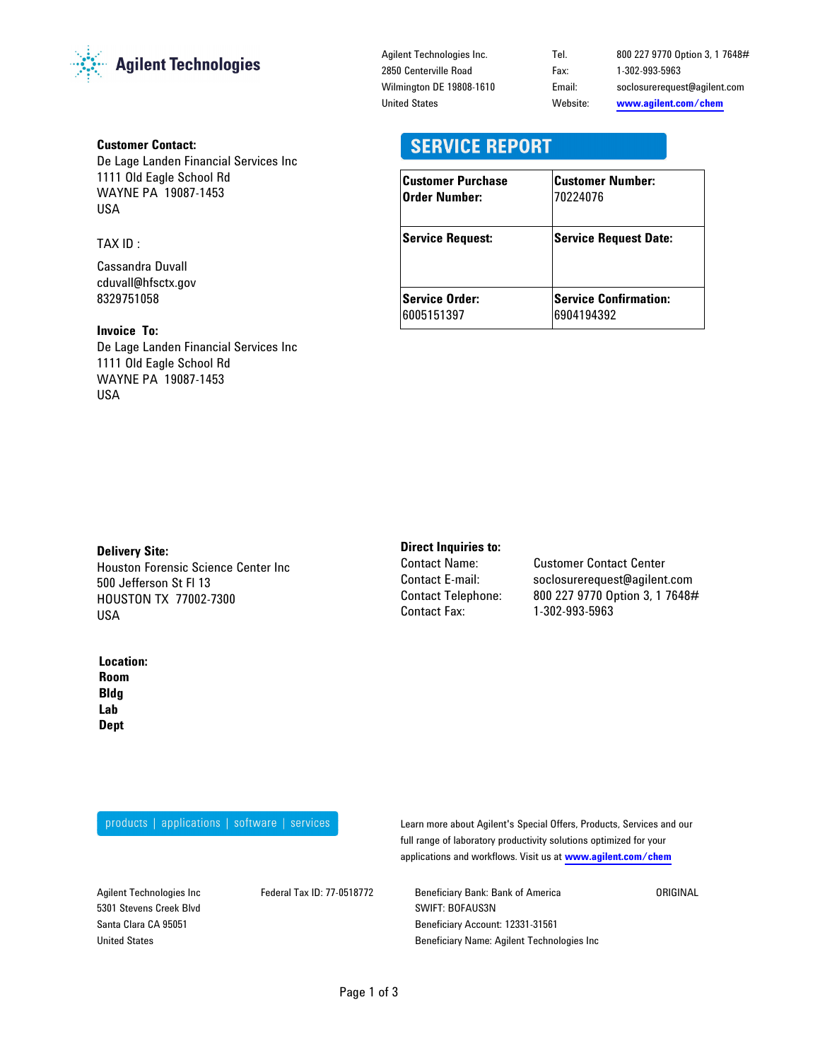**Agilent Technologies**

Agilent Technologies Inc.
2850 Centerville Road
Wilmington DE 19808-1610
United States

Tel. 800 227 9770 Option 3, 1 7648#
Fax: 1-302-993-5963
Email: soclosurerequest@agilent.com
Website: www.agilent.com/chem

# SERVICE REPORT

**Customer Contact:**
De Lage Landen Financial Services Inc
1111 Old Eagle School Rd
WAYNE PA 19087-1453
USA

TAX ID :

Cassandra Duvall
cduvall@hfsctx.gov
8329751058

**Invoice To:**
De Lage Landen Financial Services Inc
1111 Old Eagle School Rd
WAYNE PA 19087-1453
USA

| **Customer Purchase Order Number:** | **Customer Number:** 70224076 |
|---|---|
| **Service Request:** | **Service Request Date:** |
| **Service Order:** 6005151397 | **Service Confirmation:** 6904194392 |

**Delivery Site:**
Houston Forensic Science Center Inc
500 Jefferson St Fl 13
HOUSTON TX 77002-7300
USA

**Direct Inquiries to:**
Contact Name: Customer Contact Center
Contact E-mail: soclosurerequest@agilent.com
Contact Telephone: 800 227 9770 Option 3, 1 7648#
Contact Fax: 1-302-993-5963

**Location:**
**Room**
**Bldg**
**Lab**
**Dept**

products | applications | software | services

Learn more about Agilent's Special Offers, Products, Services and our full range of laboratory productivity solutions optimized for your applications and workflows. Visit us at www.agilent.com/chem

Agilent Technologies Inc
5301 Stevens Creek Blvd
Santa Clara CA 95051
United States

Federal Tax ID: 77-0518772

Beneficiary Bank: Bank of America
SWIFT: BOFAUS3N
Beneficiary Account: 12331-31561
Beneficiary Name: Agilent Technologies Inc

ORIGINAL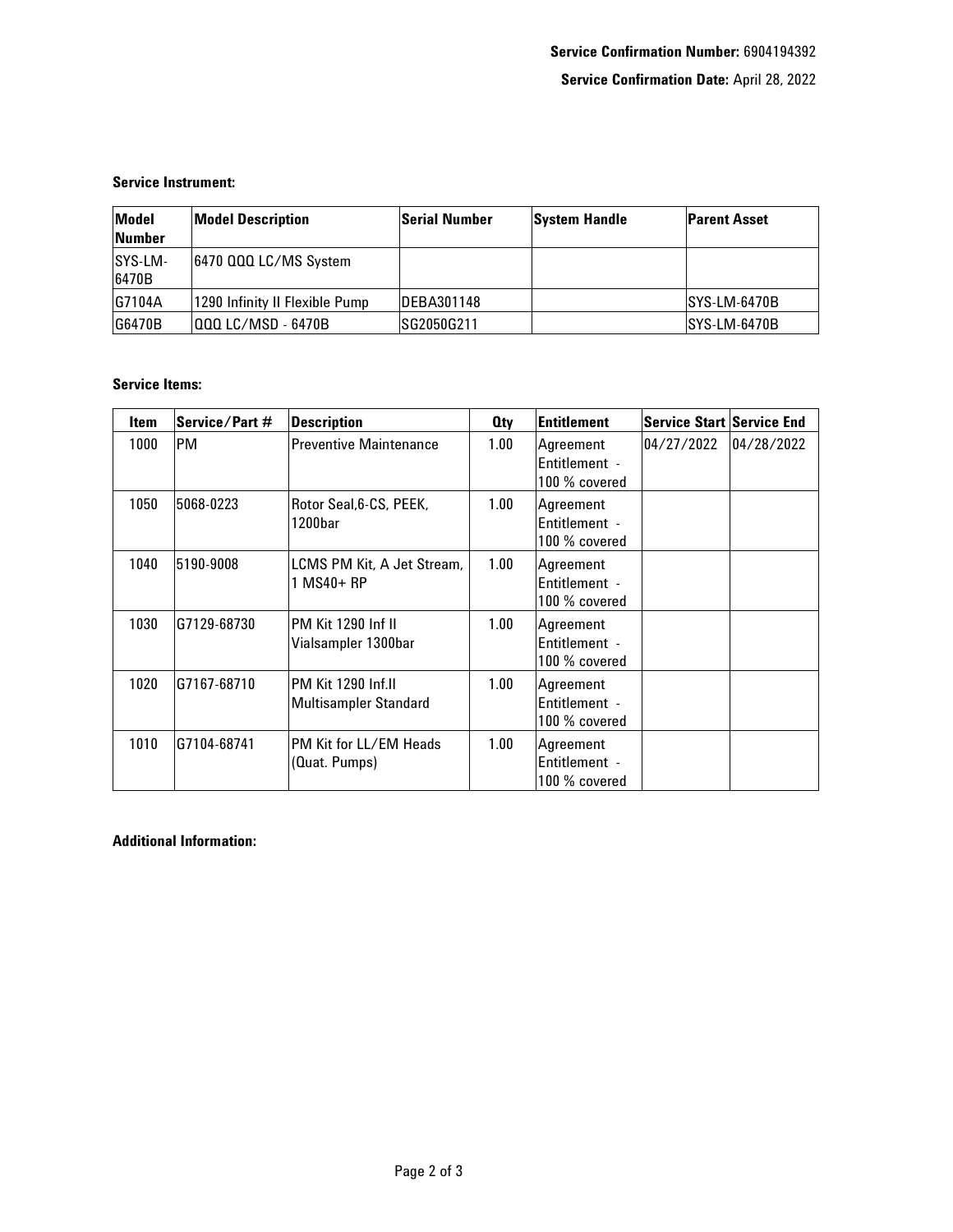**Service Confirmation Number:** 6904194392

**Service Confirmation Date:** April 28, 2022

**Service Instrument:**

| Model Number | Model Description | Serial Number | System Handle | Parent Asset |
| --- | --- | --- | --- | --- |
| SYS-LM-6470B | 6470 QQQ LC/MS System | | | |
| G7104A | 1290 Infinity II Flexible Pump | DEBA301148 | | SYS-LM-6470B |
| G6470B | QQQ LC/MSD - 6470B | SG2050G211 | | SYS-LM-6470B |

**Service Items:**

| Item | Service/Part # | Description | Qty | Entitlement | Service Start | Service End |
| --- | --- | --- | --- | --- | --- | --- |
| 1000 | PM | Preventive Maintenance | 1.00 | Agreement Entitlement - 100 % covered | 04/27/2022 | 04/28/2022 |
| 1050 | 5068-0223 | Rotor Seal,6-CS, PEEK, 1200bar | 1.00 | Agreement Entitlement - 100 % covered | | |
| 1040 | 5190-9008 | LCMS PM Kit, A Jet Stream, 1 MS40+ RP | 1.00 | Agreement Entitlement - 100 % covered | | |
| 1030 | G7129-68730 | PM Kit 1290 Inf II Vialsampler 1300bar | 1.00 | Agreement Entitlement - 100 % covered | | |
| 1020 | G7167-68710 | PM Kit 1290 Inf.II Multisampler Standard | 1.00 | Agreement Entitlement - 100 % covered | | |
| 1010 | G7104-68741 | PM Kit for LL/EM Heads (Quat. Pumps) | 1.00 | Agreement Entitlement - 100 % covered | | |

**Additional Information:**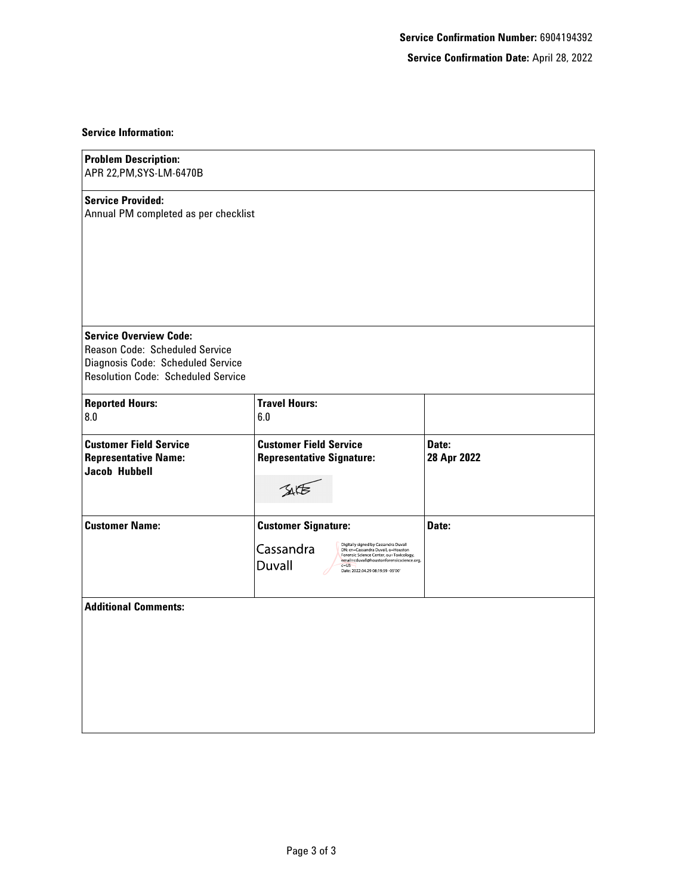**Service Confirmation Number:** 6904194392

**Service Confirmation Date:** April 28, 2022

**Service Information:**

**Problem Description:**
APR 22,PM,SYS-LM-6470B

**Service Provided:**
Annual PM completed as per checklist

**Service Overview Code:**
Reason Code: Scheduled Service
Diagnosis Code: Scheduled Service
Resolution Code: Scheduled Service

| | | |
|---|---|---|
| **Reported Hours:** 8.0 | **Travel Hours:** 6.0 | |
| **Customer Field Service Representative Name: Jacob Hubbell** | **Customer Field Service Representative Signature:** | **Date: 28 Apr 2022** |
| **Customer Name:** | **Customer Signature:** Cassandra Duvall Digitally signed by Cassandra Duvall DN: cn=Cassandra Duvall, o=Houston Forensic Science Center, ou=Toxicology, email=cduvall@houstonforensicscience.org, c=US Date: 2022.04.29 08:19:59 -05'00' | **Date:** |

**Additional Comments:**